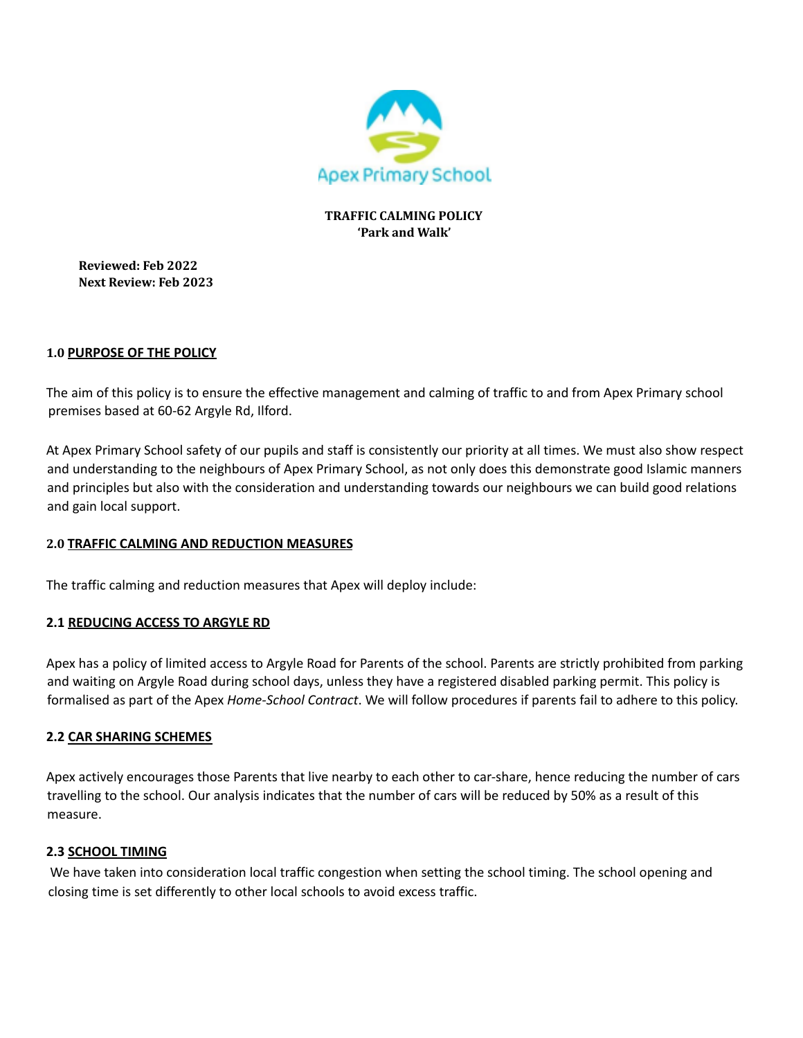Apex Primary School

**TRAFFIC CALMING POLICY**
**'Park and Walk'**

**Reviewed: Feb 2022**
**Next Review: Feb 2023**

## 1.0 PURPOSE OF THE POLICY

The aim of this policy is to ensure the effective management and calming of traffic to and from Apex Primary school premises based at 60-62 Argyle Rd, Ilford.

At Apex Primary School safety of our pupils and staff is consistently our priority at all times. We must also show respect and understanding to the neighbours of Apex Primary School, as not only does this demonstrate good Islamic manners and principles but also with the consideration and understanding towards our neighbours we can build good relations and gain local support.

## 2.0 TRAFFIC CALMING AND REDUCTION MEASURES

The traffic calming and reduction measures that Apex will deploy include:

### 2.1 REDUCING ACCESS TO ARGYLE RD

Apex has a policy of limited access to Argyle Road for Parents of the school. Parents are strictly prohibited from parking and waiting on Argyle Road during school days, unless they have a registered disabled parking permit. This policy is formalised as part of the Apex *Home-School Contract*. We will follow procedures if parents fail to adhere to this policy.

### 2.2 CAR SHARING SCHEMES

Apex actively encourages those Parents that live nearby to each other to car-share, hence reducing the number of cars travelling to the school. Our analysis indicates that the number of cars will be reduced by 50% as a result of this measure.

### 2.3 SCHOOL TIMING

We have taken into consideration local traffic congestion when setting the school timing. The school opening and closing time is set differently to other local schools to avoid excess traffic.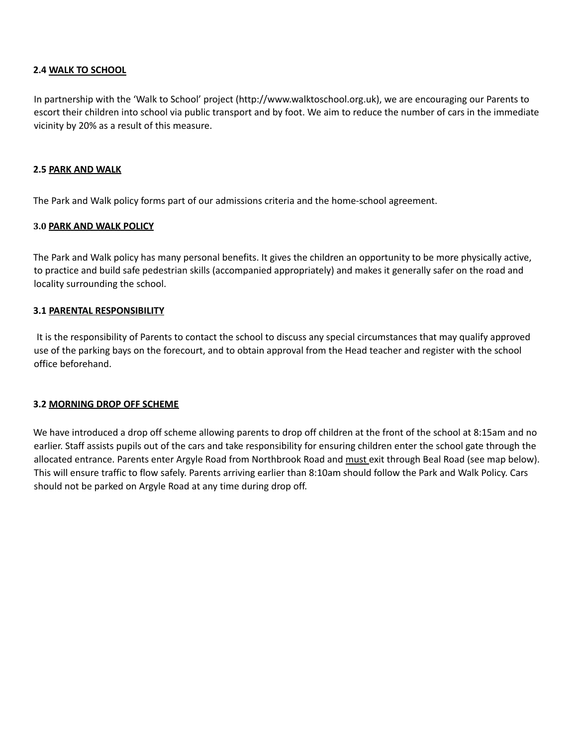**2.4 WALK TO SCHOOL**

In partnership with the 'Walk to School' project (http://www.walktoschool.org.uk), we are encouraging our Parents to escort their children into school via public transport and by foot. We aim to reduce the number of cars in the immediate vicinity by 20% as a result of this measure.

**2.5 PARK AND WALK**

The Park and Walk policy forms part of our admissions criteria and the home-school agreement.

**3.0 PARK AND WALK POLICY**

The Park and Walk policy has many personal benefits. It gives the children an opportunity to be more physically active, to practice and build safe pedestrian skills (accompanied appropriately) and makes it generally safer on the road and locality surrounding the school.

**3.1 PARENTAL RESPONSIBILITY**

It is the responsibility of Parents to contact the school to discuss any special circumstances that may qualify approved use of the parking bays on the forecourt, and to obtain approval from the Head teacher and register with the school office beforehand.

**3.2 MORNING DROP OFF SCHEME**

We have introduced a drop off scheme allowing parents to drop off children at the front of the school at 8:15am and no earlier. Staff assists pupils out of the cars and take responsibility for ensuring children enter the school gate through the allocated entrance. Parents enter Argyle Road from Northbrook Road and <u>must</u> exit through Beal Road (see map below). This will ensure traffic to flow safely. Parents arriving earlier than 8:10am should follow the Park and Walk Policy. Cars should not be parked on Argyle Road at any time during drop off.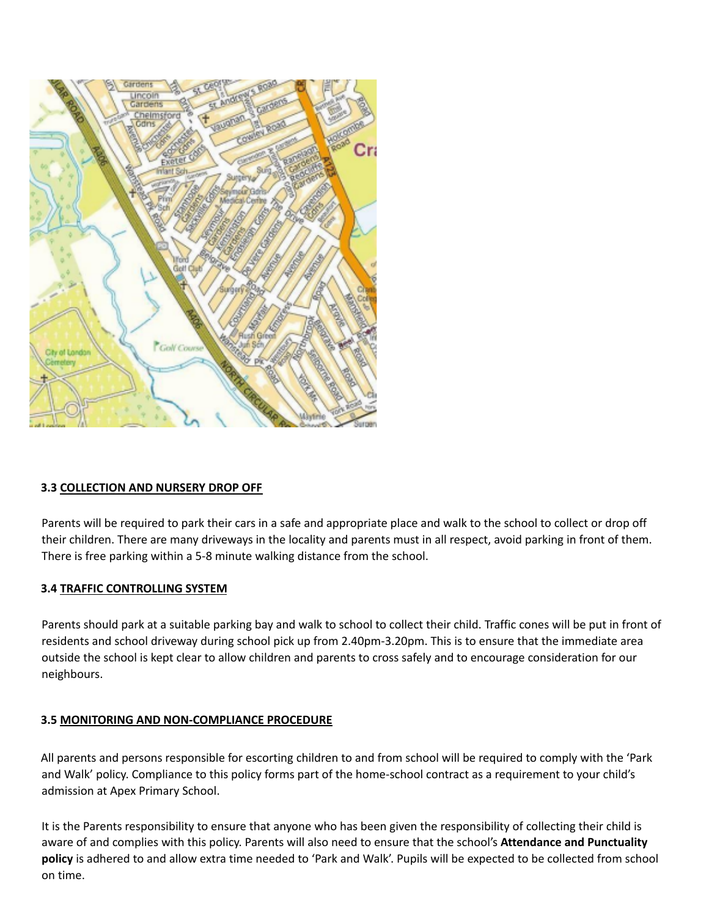### 3.3 COLLECTION AND NURSERY DROP OFF

Parents will be required to park their cars in a safe and appropriate place and walk to the school to collect or drop off their children. There are many driveways in the locality and parents must in all respect, avoid parking in front of them. There is free parking within a 5-8 minute walking distance from the school.

### 3.4 TRAFFIC CONTROLLING SYSTEM

Parents should park at a suitable parking bay and walk to school to collect their child. Traffic cones will be put in front of residents and school driveway during school pick up from 2.40pm-3.20pm. This is to ensure that the immediate area outside the school is kept clear to allow children and parents to cross safely and to encourage consideration for our neighbours.

### 3.5 MONITORING AND NON-COMPLIANCE PROCEDURE

All parents and persons responsible for escorting children to and from school will be required to comply with the 'Park and Walk' policy. Compliance to this policy forms part of the home-school contract as a requirement to your child's admission at Apex Primary School.

It is the Parents responsibility to ensure that anyone who has been given the responsibility of collecting their child is aware of and complies with this policy. Parents will also need to ensure that the school's **Attendance and Punctuality policy** is adhered to and allow extra time needed to 'Park and Walk'. Pupils will be expected to be collected from school on time.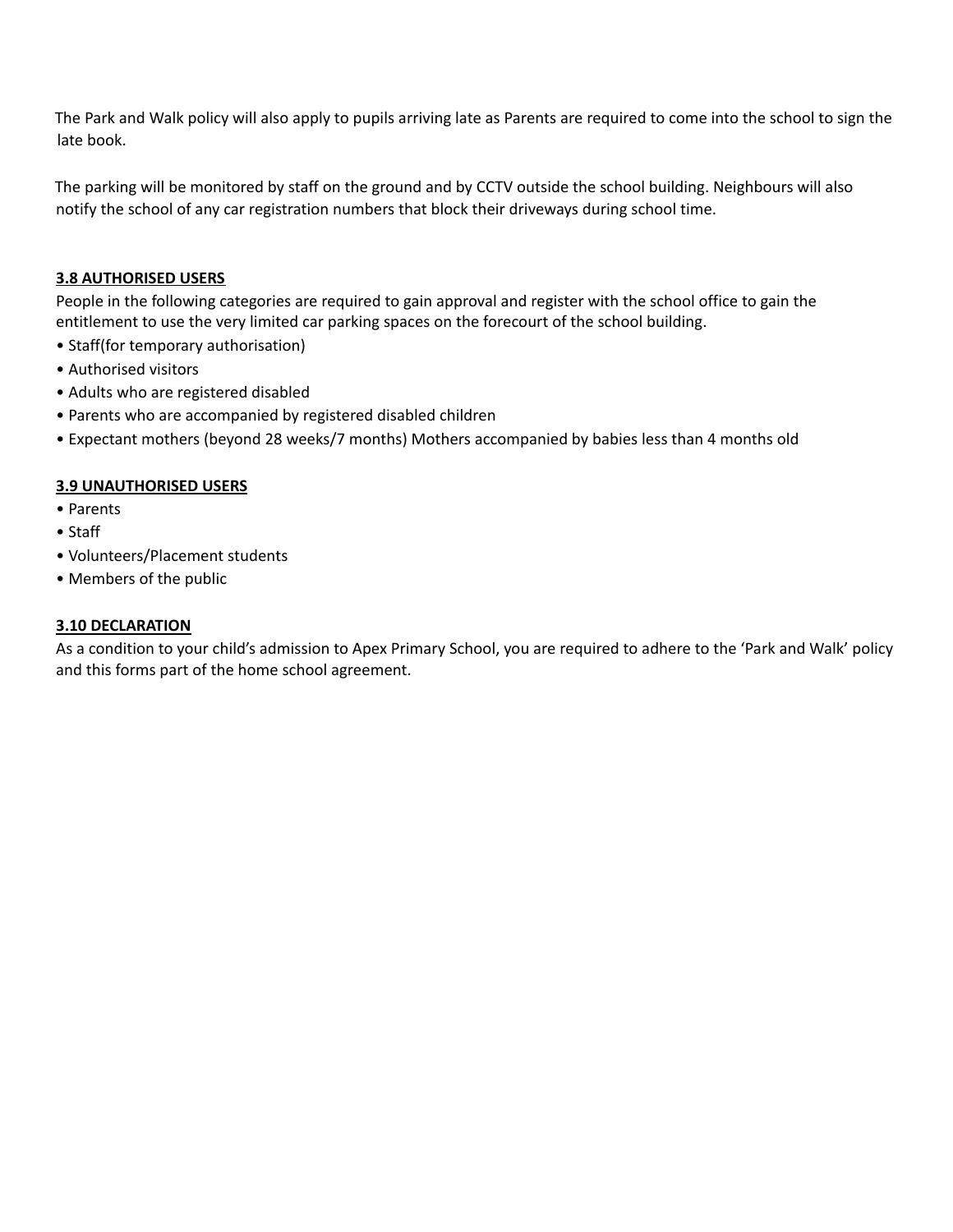The Park and Walk policy will also apply to pupils arriving late as Parents are required to come into the school to sign the late book.

The parking will be monitored by staff on the ground and by CCTV outside the school building. Neighbours will also notify the school of any car registration numbers that block their driveways during school time.

### 3.8 AUTHORISED USERS

People in the following categories are required to gain approval and register with the school office to gain the entitlement to use the very limited car parking spaces on the forecourt of the school building.

- Staff(for temporary authorisation)
- Authorised visitors
- Adults who are registered disabled
- Parents who are accompanied by registered disabled children
- Expectant mothers (beyond 28 weeks/7 months) Mothers accompanied by babies less than 4 months old

### 3.9 UNAUTHORISED USERS

- Parents
- Staff
- Volunteers/Placement students
- Members of the public

### 3.10 DECLARATION

As a condition to your child's admission to Apex Primary School, you are required to adhere to the 'Park and Walk' policy and this forms part of the home school agreement.